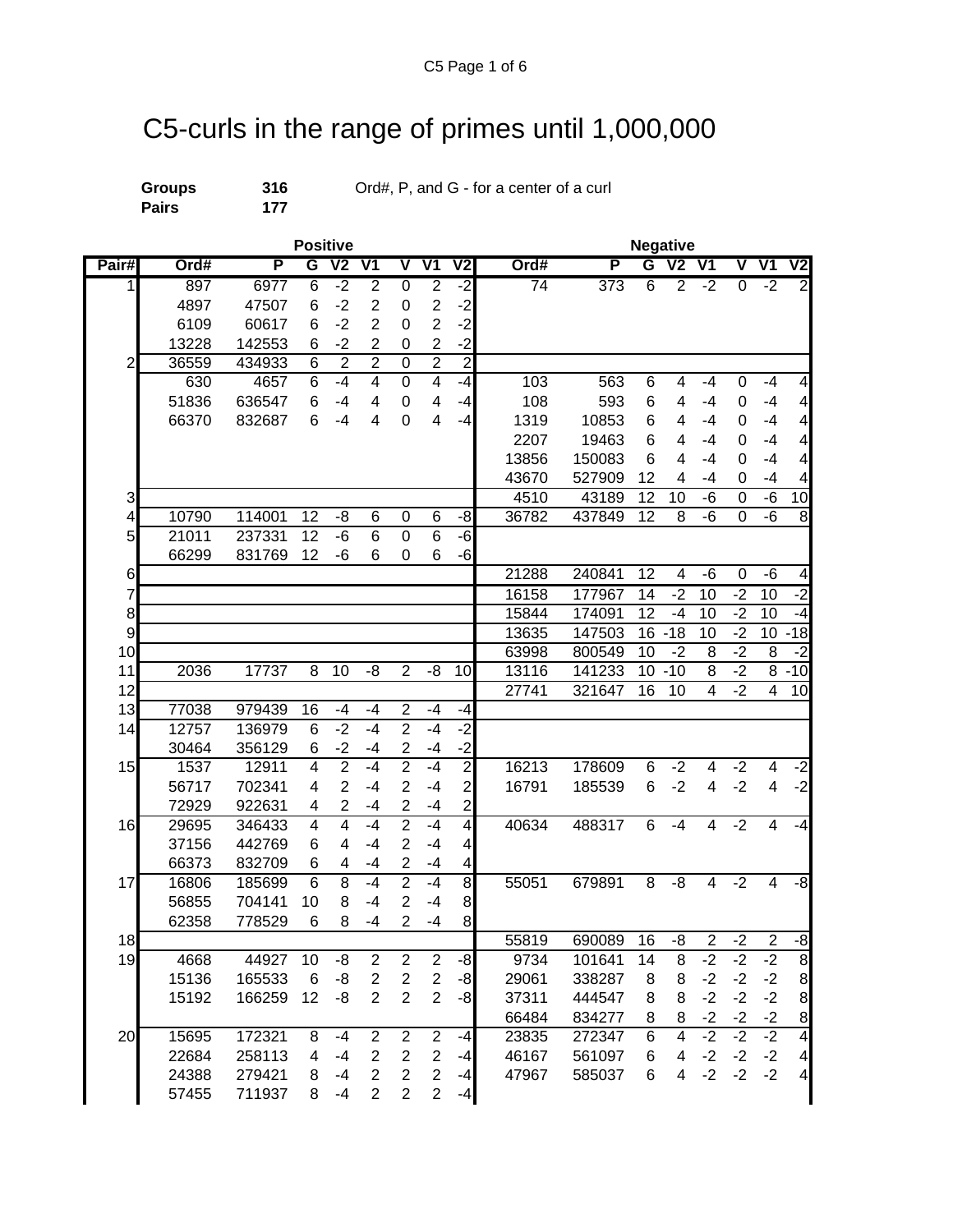# C5-curls in the range of primes until 1,000,000

**Groups** 316 Ord#, P, and G - for a center of a curl

**Pairs** 177

| | Positive | | | | | | | | Negative | | | | | | | |
|---|---|---|---|---|---|---|---|---|---|---|---|---|---|---|---|---|
| Pair# | Ord# | P | G | V2 | V1 | V | V1 | V2 | Ord# | P | G | V2 | V1 | V | V1 | V2 |
| 1 | 897 | 6977 | 6 | -2 | 2 | 0 | 2 | -2 | 74 | 373 | 6 | 2 | -2 | 0 | -2 | 2 |
| | 4897 | 47507 | 6 | -2 | 2 | 0 | 2 | -2 | | | | | | | | |
| | 6109 | 60617 | 6 | -2 | 2 | 0 | 2 | -2 | | | | | | | | |
| | 13228 | 142553 | 6 | -2 | 2 | 0 | 2 | -2 | | | | | | | | |
| 2 | 36559 | 434933 | 6 | 2 | 2 | 0 | 2 | 2 | | | | | | | | |
| | 630 | 4657 | 6 | -4 | 4 | 0 | 4 | -4 | 103 | 563 | 6 | 4 | -4 | 0 | -4 | 4 |
| | 51836 | 636547 | 6 | -4 | 4 | 0 | 4 | -4 | 108 | 593 | 6 | 4 | -4 | 0 | -4 | 4 |
| | 66370 | 832687 | 6 | -4 | 4 | 0 | 4 | -4 | 1319 | 10853 | 6 | 4 | -4 | 0 | -4 | 4 |
| | | | | | | | | | 2207 | 19463 | 6 | 4 | -4 | 0 | -4 | 4 |
| | | | | | | | | | 13856 | 150083 | 6 | 4 | -4 | 0 | -4 | 4 |
| | | | | | | | | | 43670 | 527909 | 12 | 4 | -4 | 0 | -4 | 4 |
| 3 | | | | | | | | | 4510 | 43189 | 12 | 10 | -6 | 0 | -6 | 10 |
| 4 | 10790 | 114001 | 12 | -8 | 6 | 0 | 6 | -8 | 36782 | 437849 | 12 | 8 | -6 | 0 | -6 | 8 |
| 5 | 21011 | 237331 | 12 | -6 | 6 | 0 | 6 | -6 | | | | | | | | |
| | 66299 | 831769 | 12 | -6 | 6 | 0 | 6 | -6 | | | | | | | | |
| 6 | | | | | | | | | 21288 | 240841 | 12 | 4 | -6 | 0 | -6 | 4 |
| 7 | | | | | | | | | 16158 | 177967 | 14 | -2 | 10 | -2 | 10 | -2 |
| 8 | | | | | | | | | 15844 | 174091 | 12 | -4 | 10 | -2 | 10 | -4 |
| 9 | | | | | | | | | 13635 | 147503 | 16 | -18 | 10 | -2 | 10 | -18 |
| 10 | | | | | | | | | 63998 | 800549 | 10 | -2 | 8 | -2 | 8 | -2 |
| 11 | 2036 | 17737 | 8 | 10 | -8 | 2 | -8 | 10 | 13116 | 141233 | 10 | -10 | 8 | -2 | 8 | -10 |
| 12 | | | | | | | | | 27741 | 321647 | 16 | 10 | 4 | -2 | 4 | 10 |
| 13 | 77038 | 979439 | 16 | -4 | -4 | 2 | -4 | -4 | | | | | | | | |
| 14 | 12757 | 136979 | 6 | -2 | -4 | 2 | -4 | -2 | | | | | | | | |
| | 30464 | 356129 | 6 | -2 | -4 | 2 | -4 | -2 | | | | | | | | |
| 15 | 1537 | 12911 | 4 | 2 | -4 | 2 | -4 | 2 | 16213 | 178609 | 6 | -2 | 4 | -2 | 4 | -2 |
| | 56717 | 702341 | 4 | 2 | -4 | 2 | -4 | 2 | 16791 | 185539 | 6 | -2 | 4 | -2 | 4 | -2 |
| | 72929 | 922631 | 4 | 2 | -4 | 2 | -4 | 2 | | | | | | | | |
| 16 | 29695 | 346433 | 4 | 4 | -4 | 2 | -4 | 4 | 40634 | 488317 | 6 | -4 | 4 | -2 | 4 | -4 |
| | 37156 | 442769 | 6 | 4 | -4 | 2 | -4 | 4 | | | | | | | | |
| | 66373 | 832709 | 6 | 4 | -4 | 2 | -4 | 4 | | | | | | | | |
| 17 | 16806 | 185699 | 6 | 8 | -4 | 2 | -4 | 8 | 55051 | 679891 | 8 | -8 | 4 | -2 | 4 | -8 |
| | 56855 | 704141 | 10 | 8 | -4 | 2 | -4 | 8 | | | | | | | | |
| | 62358 | 778529 | 6 | 8 | -4 | 2 | -4 | 8 | | | | | | | | |
| 18 | | | | | | | | | 55819 | 690089 | 16 | -8 | 2 | -2 | 2 | -8 |
| 19 | 4668 | 44927 | 10 | -8 | 2 | 2 | 2 | -8 | 9734 | 101641 | 14 | 8 | -2 | -2 | -2 | 8 |
| | 15136 | 165533 | 6 | -8 | 2 | 2 | 2 | -8 | 29061 | 338287 | 8 | 8 | -2 | -2 | -2 | 8 |
| | 15192 | 166259 | 12 | -8 | 2 | 2 | 2 | -8 | 37311 | 444547 | 8 | 8 | -2 | -2 | -2 | 8 |
| | | | | | | | | | 66484 | 834277 | 8 | 8 | -2 | -2 | -2 | 8 |
| 20 | 15695 | 172321 | 8 | -4 | 2 | 2 | 2 | -4 | 23835 | 272347 | 6 | 4 | -2 | -2 | -2 | 4 |
| | 22684 | 258113 | 4 | -4 | 2 | 2 | 2 | -4 | 46167 | 561097 | 6 | 4 | -2 | -2 | -2 | 4 |
| | 24388 | 279421 | 8 | -4 | 2 | 2 | 2 | -4 | 47967 | 585037 | 6 | 4 | -2 | -2 | -2 | 4 |
| | 57455 | 711937 | 8 | -4 | 2 | 2 | 2 | -4 | | | | | | | | |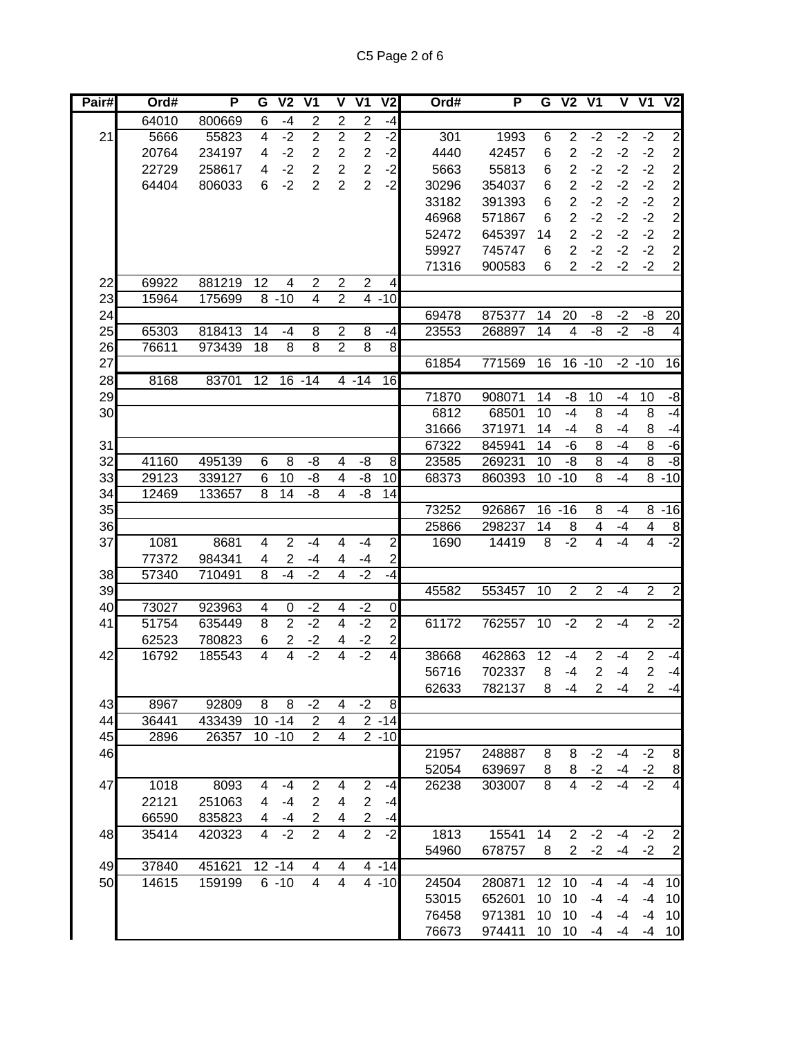| Pair# | Ord# | P | G | V2 | V1 | V | V1 | V2 | Ord# | P | G | V2 | V1 | V | V1 | V2 |
|---|---|---|---|---|---|---|---|---|---|---|---|---|---|---|---|---|
| | 64010 | 800669 | 6 | -4 | 2 | 2 | 2 | -4 | | | | | | | | |
| 21 | 5666 | 55823 | 4 | -2 | 2 | 2 | 2 | -2 | 301 | 1993 | 6 | 2 | -2 | -2 | -2 | 2 |
| | 20764 | 234197 | 4 | -2 | 2 | 2 | 2 | -2 | 4440 | 42457 | 6 | 2 | -2 | -2 | -2 | 2 |
| | 22729 | 258617 | 4 | -2 | 2 | 2 | 2 | -2 | 5663 | 55813 | 6 | 2 | -2 | -2 | -2 | 2 |
| | 64404 | 806033 | 6 | -2 | 2 | 2 | 2 | -2 | 30296 | 354037 | 6 | 2 | -2 | -2 | -2 | 2 |
| | | | | | | | | | 33182 | 391393 | 6 | 2 | -2 | -2 | -2 | 2 |
| | | | | | | | | | 46968 | 571867 | 6 | 2 | -2 | -2 | -2 | 2 |
| | | | | | | | | | 52472 | 645397 | 14 | 2 | -2 | -2 | -2 | 2 |
| | | | | | | | | | 59927 | 745747 | 6 | 2 | -2 | -2 | -2 | 2 |
| | | | | | | | | | 71316 | 900583 | 6 | 2 | -2 | -2 | -2 | 2 |
| 22 | 69922 | 881219 | 12 | 4 | 2 | 2 | 2 | 4 | | | | | | | | |
| 23 | 15964 | 175699 | 8 | -10 | 4 | 2 | 4 | -10 | | | | | | | | |
| 24 | | | | | | | | | 69478 | 875377 | 14 | 20 | -8 | -2 | -8 | 20 |
| 25 | 65303 | 818413 | 14 | -4 | 8 | 2 | 8 | -4 | 23553 | 268897 | 14 | 4 | -8 | -2 | -8 | 4 |
| 26 | 76611 | 973439 | 18 | 8 | 8 | 2 | 8 | 8 | | | | | | | | |
| 27 | | | | | | | | | 61854 | 771569 | 16 | 16 | -10 | -2 | -10 | 16 |
| 28 | 8168 | 83701 | 12 | 16 | -14 | 4 | -14 | 16 | | | | | | | | |
| 29 | | | | | | | | | 71870 | 908071 | 14 | -8 | 10 | -4 | 10 | -8 |
| 30 | | | | | | | | | 6812 | 68501 | 10 | -4 | 8 | -4 | 8 | -4 |
| | | | | | | | | | 31666 | 371971 | 14 | -4 | 8 | -4 | 8 | -4 |
| 31 | | | | | | | | | 67322 | 845941 | 14 | -6 | 8 | -4 | 8 | -6 |
| 32 | 41160 | 495139 | 6 | 8 | -8 | 4 | -8 | 8 | 23585 | 269231 | 10 | -8 | 8 | -4 | 8 | -8 |
| 33 | 29123 | 339127 | 6 | 10 | -8 | 4 | -8 | 10 | 68373 | 860393 | 10 | -10 | 8 | -4 | 8 | -10 |
| 34 | 12469 | 133657 | 8 | 14 | -8 | 4 | -8 | 14 | | | | | | | | |
| 35 | | | | | | | | | 73252 | 926867 | 16 | -16 | 8 | -4 | 8 | -16 |
| 36 | | | | | | | | | 25866 | 298237 | 14 | 8 | 4 | -4 | 4 | 8 |
| 37 | 1081 | 8681 | 4 | 2 | -4 | 4 | -4 | 2 | 1690 | 14419 | 8 | -2 | 4 | -4 | 4 | -2 |
| | 77372 | 984341 | 4 | 2 | -4 | 4 | -4 | 2 | | | | | | | | |
| 38 | 57340 | 710491 | 8 | -4 | -2 | 4 | -2 | -4 | | | | | | | | |
| 39 | | | | | | | | | 45582 | 553457 | 10 | 2 | 2 | -4 | 2 | 2 |
| 40 | 73027 | 923963 | 4 | 0 | -2 | 4 | -2 | 0 | | | | | | | | |
| 41 | 51754 | 635449 | 8 | 2 | -2 | 4 | -2 | 2 | 61172 | 762557 | 10 | -2 | 2 | -4 | 2 | -2 |
| | 62523 | 780823 | 6 | 2 | -2 | 4 | -2 | 2 | | | | | | | | |
| 42 | 16792 | 185543 | 4 | 4 | -2 | 4 | -2 | 4 | 38668 | 462863 | 12 | -4 | 2 | -4 | 2 | -4 |
| | | | | | | | | | 56716 | 702337 | 8 | -4 | 2 | -4 | 2 | -4 |
| | | | | | | | | | 62633 | 782137 | 8 | -4 | 2 | -4 | 2 | -4 |
| 43 | 8967 | 92809 | 8 | 8 | -2 | 4 | -2 | 8 | | | | | | | | |
| 44 | 36441 | 433439 | 10 | -14 | 2 | 4 | 2 | -14 | | | | | | | | |
| 45 | 2896 | 26357 | 10 | -10 | 2 | 4 | 2 | -10 | | | | | | | | |
| 46 | | | | | | | | | 21957 | 248887 | 8 | 8 | -2 | -4 | -2 | 8 |
| | | | | | | | | | 52054 | 639697 | 8 | 8 | -2 | -4 | -2 | 8 |
| 47 | 1018 | 8093 | 4 | -4 | 2 | 4 | 2 | -4 | 26238 | 303007 | 8 | 4 | -2 | -4 | -2 | 4 |
| | 22121 | 251063 | 4 | -4 | 2 | 4 | 2 | -4 | | | | | | | | |
| | 66590 | 835823 | 4 | -4 | 2 | 4 | 2 | -4 | | | | | | | | |
| 48 | 35414 | 420323 | 4 | -2 | 2 | 4 | 2 | -2 | 1813 | 15541 | 14 | 2 | -2 | -4 | -2 | 2 |
| | | | | | | | | | 54960 | 678757 | 8 | 2 | -2 | -4 | -2 | 2 |
| 49 | 37840 | 451621 | 12 | -14 | 4 | 4 | 4 | -14 | | | | | | | | |
| 50 | 14615 | 159199 | 6 | -10 | 4 | 4 | 4 | -10 | 24504 | 280871 | 12 | 10 | -4 | -4 | -4 | 10 |
| | | | | | | | | | 53015 | 652601 | 10 | 10 | -4 | -4 | -4 | 10 |
| | | | | | | | | | 76458 | 971381 | 10 | 10 | -4 | -4 | -4 | 10 |
| | | | | | | | | | 76673 | 974411 | 10 | 10 | -4 | -4 | -4 | 10 |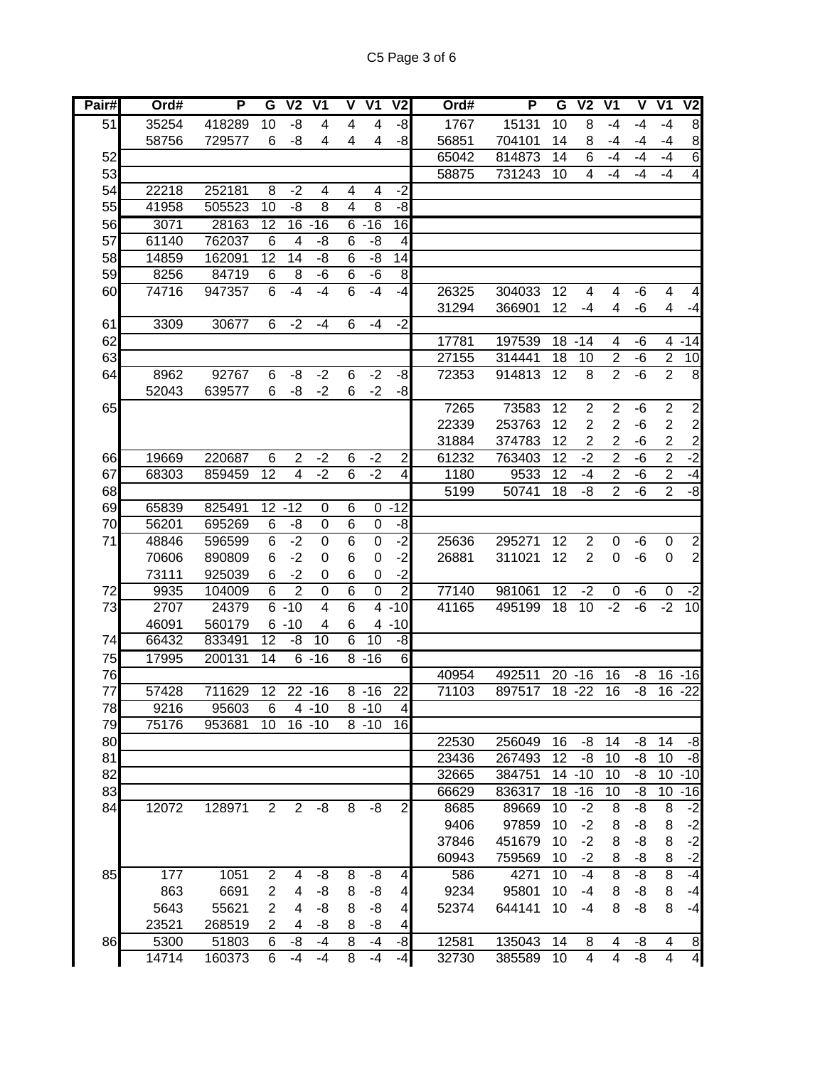| Pair# | Ord# | P | G | V2 | V1 | V | V1 | V2 | Ord# | P | G | V2 | V1 | V | V1 | V2 |
|---|---|---|---|---|---|---|---|---|---|---|---|---|---|---|---|---|
| 51 | 35254 | 418289 | 10 | -8 | 4 | 4 | 4 | -8 | 1767 | 15131 | 10 | 8 | -4 | -4 | -4 | 8 |
| | 58756 | 729577 | 6 | -8 | 4 | 4 | 4 | -8 | 56851 | 704101 | 14 | 8 | -4 | -4 | -4 | 8 |
| 52 | | | | | | | | | 65042 | 814873 | 14 | 6 | -4 | -4 | -4 | 6 |
| 53 | | | | | | | | | 58875 | 731243 | 10 | 4 | -4 | -4 | -4 | 4 |
| 54 | 22218 | 252181 | 8 | -2 | 4 | 4 | 4 | -2 | | | | | | | | |
| 55 | 41958 | 505523 | 10 | -8 | 8 | 4 | 8 | -8 | | | | | | | | |
| 56 | 3071 | 28163 | 12 | 16 | -16 | 6 | -16 | 16 | | | | | | | | |
| 57 | 61140 | 762037 | 6 | 4 | -8 | 6 | -8 | 4 | | | | | | | | |
| 58 | 14859 | 162091 | 12 | 14 | -8 | 6 | -8 | 14 | | | | | | | | |
| 59 | 8256 | 84719 | 6 | 8 | -6 | 6 | -6 | 8 | | | | | | | | |
| 60 | 74716 | 947357 | 6 | -4 | -4 | 6 | -4 | -4 | 26325 | 304033 | 12 | 4 | 4 | -6 | 4 | 4 |
| | | | | | | | | | 31294 | 366901 | 12 | -4 | 4 | -6 | 4 | -4 |
| 61 | 3309 | 30677 | 6 | -2 | -4 | 6 | -4 | -2 | | | | | | | | |
| 62 | | | | | | | | | 17781 | 197539 | 18 | -14 | 4 | -6 | 4 | -14 |
| 63 | | | | | | | | | 27155 | 314441 | 18 | 10 | 2 | -6 | 2 | 10 |
| 64 | 8962 | 92767 | 6 | -8 | -2 | 6 | -2 | -8 | 72353 | 914813 | 12 | 8 | 2 | -6 | 2 | 8 |
| | 52043 | 639577 | 6 | -8 | -2 | 6 | -2 | -8 | | | | | | | | |
| 65 | | | | | | | | | 7265 | 73583 | 12 | 2 | 2 | -6 | 2 | 2 |
| | | | | | | | | | 22339 | 253763 | 12 | 2 | 2 | -6 | 2 | 2 |
| | | | | | | | | | 31884 | 374783 | 12 | 2 | 2 | -6 | 2 | 2 |
| 66 | 19669 | 220687 | 6 | 2 | -2 | 6 | -2 | 2 | 61232 | 763403 | 12 | -2 | 2 | -6 | 2 | -2 |
| 67 | 68303 | 859459 | 12 | 4 | -2 | 6 | -2 | 4 | 1180 | 9533 | 12 | -4 | 2 | -6 | 2 | -4 |
| 68 | | | | | | | | | 5199 | 50741 | 18 | -8 | 2 | -6 | 2 | -8 |
| 69 | 65839 | 825491 | 12 | -12 | 0 | 6 | 0 | -12 | | | | | | | | |
| 70 | 56201 | 695269 | 6 | -8 | 0 | 6 | 0 | -8 | | | | | | | | |
| 71 | 48846 | 596599 | 6 | -2 | 0 | 6 | 0 | -2 | 25636 | 295271 | 12 | 2 | 0 | -6 | 0 | 2 |
| | 70606 | 890809 | 6 | -2 | 0 | 6 | 0 | -2 | 26881 | 311021 | 12 | 2 | 0 | -6 | 0 | 2 |
| | 73111 | 925039 | 6 | -2 | 0 | 6 | 0 | -2 | | | | | | | | |
| 72 | 9935 | 104009 | 6 | 2 | 0 | 6 | 0 | 2 | 77140 | 981061 | 12 | -2 | 0 | -6 | 0 | -2 |
| 73 | 2707 | 24379 | 6 | -10 | 4 | 6 | 4 | -10 | 41165 | 495199 | 18 | 10 | -2 | -6 | -2 | 10 |
| | 46091 | 560179 | 6 | -10 | 4 | 6 | 4 | -10 | | | | | | | | |
| 74 | 66432 | 833491 | 12 | -8 | 10 | 6 | 10 | -8 | | | | | | | | |
| 75 | 17995 | 200131 | 14 | 6 | -16 | 8 | -16 | 6 | | | | | | | | |
| 76 | | | | | | | | | 40954 | 492511 | 20 | -16 | 16 | -8 | 16 | -16 |
| 77 | 57428 | 711629 | 12 | 22 | -16 | 8 | -16 | 22 | 71103 | 897517 | 18 | -22 | 16 | -8 | 16 | -22 |
| 78 | 9216 | 95603 | 6 | 4 | -10 | 8 | -10 | 4 | | | | | | | | |
| 79 | 75176 | 953681 | 10 | 16 | -10 | 8 | -10 | 16 | | | | | | | | |
| 80 | | | | | | | | | 22530 | 256049 | 16 | -8 | 14 | -8 | 14 | -8 |
| 81 | | | | | | | | | 23436 | 267493 | 12 | -8 | 10 | -8 | 10 | -8 |
| 82 | | | | | | | | | 32665 | 384751 | 14 | -10 | 10 | -8 | 10 | -10 |
| 83 | | | | | | | | | 66629 | 836317 | 18 | -16 | 10 | -8 | 10 | -16 |
| 84 | 12072 | 128971 | 2 | 2 | -8 | 8 | -8 | 2 | 8685 | 89669 | 10 | -2 | 8 | -8 | 8 | -2 |
| | | | | | | | | | 9406 | 97859 | 10 | -2 | 8 | -8 | 8 | -2 |
| | | | | | | | | | 37846 | 451679 | 10 | -2 | 8 | -8 | 8 | -2 |
| | | | | | | | | | 60943 | 759569 | 10 | -2 | 8 | -8 | 8 | -2 |
| 85 | 177 | 1051 | 2 | 4 | -8 | 8 | -8 | 4 | 586 | 4271 | 10 | -4 | 8 | -8 | 8 | -4 |
| | 863 | 6691 | 2 | 4 | -8 | 8 | -8 | 4 | 9234 | 95801 | 10 | -4 | 8 | -8 | 8 | -4 |
| | 5643 | 55621 | 2 | 4 | -8 | 8 | -8 | 4 | 52374 | 644141 | 10 | -4 | 8 | -8 | 8 | -4 |
| | 23521 | 268519 | 2 | 4 | -8 | 8 | -8 | 4 | | | | | | | | |
| 86 | 5300 | 51803 | 6 | -8 | -4 | 8 | -4 | -8 | 12581 | 135043 | 14 | 8 | 4 | -8 | 4 | 8 |
| | 14714 | 160373 | 6 | -4 | -4 | 8 | -4 | -4 | 32730 | 385589 | 10 | 4 | 4 | -8 | 4 | 4 |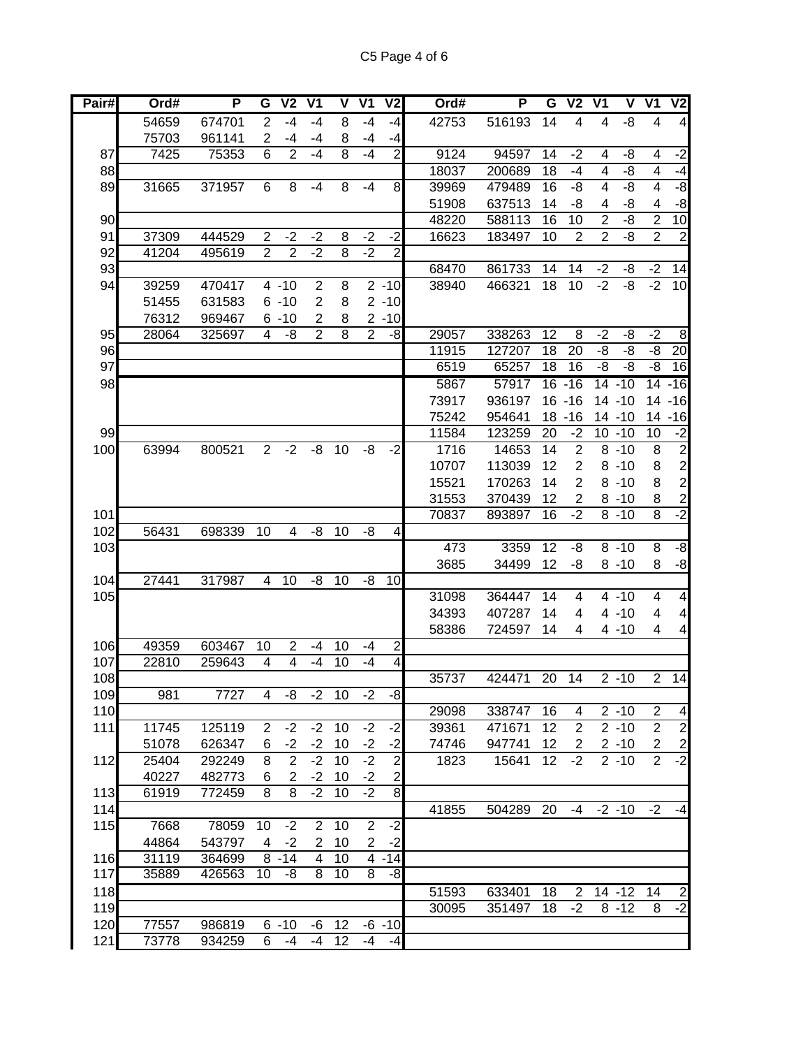| Pair# | Ord# | P | G | V2 | V1 | V | V1 | V2 | Ord# | P | G | V2 | V1 | V | V1 | V2 |
|---|---|---|---|---|---|---|---|---|---|---|---|---|---|---|---|---|
| | 54659 | 674701 | 2 | -4 | -4 | 8 | -4 | -4 | 42753 | 516193 | 14 | 4 | 4 | -8 | 4 | 4 |
| | 75703 | 961141 | 2 | -4 | -4 | 8 | -4 | -4 | | | | | | | | |
| 87 | 7425 | 75353 | 6 | 2 | -4 | 8 | -4 | 2 | 9124 | 94597 | 14 | -2 | 4 | -8 | 4 | -2 |
| 88 | | | | | | | | | 18037 | 200689 | 18 | -4 | 4 | -8 | 4 | -4 |
| 89 | 31665 | 371957 | 6 | 8 | -4 | 8 | -4 | 8 | 39969 | 479489 | 16 | -8 | 4 | -8 | 4 | -8 |
| | | | | | | | | | 51908 | 637513 | 14 | -8 | 4 | -8 | 4 | -8 |
| 90 | | | | | | | | | 48220 | 588113 | 16 | 10 | 2 | -8 | 2 | 10 |
| 91 | 37309 | 444529 | 2 | -2 | -2 | 8 | -2 | -2 | 16623 | 183497 | 10 | 2 | 2 | -8 | 2 | 2 |
| 92 | 41204 | 495619 | 2 | 2 | -2 | 8 | -2 | 2 | | | | | | | | |
| 93 | | | | | | | | | 68470 | 861733 | 14 | 14 | -2 | -8 | -2 | 14 |
| 94 | 39259 | 470417 | 4 | -10 | 2 | 8 | 2 | -10 | 38940 | 466321 | 18 | 10 | -2 | -8 | -2 | 10 |
| | 51455 | 631583 | 6 | -10 | 2 | 8 | 2 | -10 | | | | | | | | |
| | 76312 | 969467 | 6 | -10 | 2 | 8 | 2 | -10 | | | | | | | | |
| 95 | 28064 | 325697 | 4 | -8 | 2 | 8 | 2 | -8 | 29057 | 338263 | 12 | 8 | -2 | -8 | -2 | 8 |
| 96 | | | | | | | | | 11915 | 127207 | 18 | 20 | -8 | -8 | -8 | 20 |
| 97 | | | | | | | | | 6519 | 65257 | 18 | 16 | -8 | -8 | -8 | 16 |
| 98 | | | | | | | | | 5867 | 57917 | 16 | -16 | 14 | -10 | 14 | -16 |
| | | | | | | | | | 73917 | 936197 | 16 | -16 | 14 | -10 | 14 | -16 |
| | | | | | | | | | 75242 | 954641 | 18 | -16 | 14 | -10 | 14 | -16 |
| 99 | | | | | | | | | 11584 | 123259 | 20 | -2 | 10 | -10 | 10 | -2 |
| 100 | 63994 | 800521 | 2 | -2 | -8 | 10 | -8 | -2 | 1716 | 14653 | 14 | 2 | 8 | -10 | 8 | 2 |
| | | | | | | | | | 10707 | 113039 | 12 | 2 | 8 | -10 | 8 | 2 |
| | | | | | | | | | 15521 | 170263 | 14 | 2 | 8 | -10 | 8 | 2 |
| | | | | | | | | | 31553 | 370439 | 12 | 2 | 8 | -10 | 8 | 2 |
| 101 | | | | | | | | | 70837 | 893897 | 16 | -2 | 8 | -10 | 8 | -2 |
| 102 | 56431 | 698339 | 10 | 4 | -8 | 10 | -8 | 4 | | | | | | | | |
| 103 | | | | | | | | | 473 | 3359 | 12 | -8 | 8 | -10 | 8 | -8 |
| | | | | | | | | | 3685 | 34499 | 12 | -8 | 8 | -10 | 8 | -8 |
| 104 | 27441 | 317987 | 4 | 10 | -8 | 10 | -8 | 10 | | | | | | | | |
| 105 | | | | | | | | | 31098 | 364447 | 14 | 4 | 4 | -10 | 4 | 4 |
| | | | | | | | | | 34393 | 407287 | 14 | 4 | 4 | -10 | 4 | 4 |
| | | | | | | | | | 58386 | 724597 | 14 | 4 | 4 | -10 | 4 | 4 |
| 106 | 49359 | 603467 | 10 | 2 | -4 | 10 | -4 | 2 | | | | | | | | |
| 107 | 22810 | 259643 | 4 | 4 | -4 | 10 | -4 | 4 | | | | | | | | |
| 108 | | | | | | | | | 35737 | 424471 | 20 | 14 | 2 | -10 | 2 | 14 |
| 109 | 981 | 7727 | 4 | -8 | -2 | 10 | -2 | -8 | | | | | | | | |
| 110 | | | | | | | | | 29098 | 338747 | 16 | 4 | 2 | -10 | 2 | 4 |
| 111 | 11745 | 125119 | 2 | -2 | -2 | 10 | -2 | -2 | 39361 | 471671 | 12 | 2 | 2 | -10 | 2 | 2 |
| | 51078 | 626347 | 6 | -2 | -2 | 10 | -2 | -2 | 74746 | 947741 | 12 | 2 | 2 | -10 | 2 | 2 |
| 112 | 25404 | 292249 | 8 | 2 | -2 | 10 | -2 | 2 | 1823 | 15641 | 12 | -2 | 2 | -10 | 2 | -2 |
| | 40227 | 482773 | 6 | 2 | -2 | 10 | -2 | 2 | | | | | | | | |
| 113 | 61919 | 772459 | 8 | 8 | -2 | 10 | -2 | 8 | | | | | | | | |
| 114 | | | | | | | | | 41855 | 504289 | 20 | -4 | -2 | -10 | -2 | -4 |
| 115 | 7668 | 78059 | 10 | -2 | 2 | 10 | 2 | -2 | | | | | | | | |
| | 44864 | 543797 | 4 | -2 | 2 | 10 | 2 | -2 | | | | | | | | |
| 116 | 31119 | 364699 | 8 | -14 | 4 | 10 | 4 | -14 | | | | | | | | |
| 117 | 35889 | 426563 | 10 | -8 | 8 | 10 | 8 | -8 | | | | | | | | |
| 118 | | | | | | | | | 51593 | 633401 | 18 | 2 | 14 | -12 | 14 | 2 |
| 119 | | | | | | | | | 30095 | 351497 | 18 | -2 | 8 | -12 | 8 | -2 |
| 120 | 77557 | 986819 | 6 | -10 | -6 | 12 | -6 | -10 | | | | | | | | |
| 121 | 73778 | 934259 | 6 | -4 | -4 | 12 | -4 | -4 | | | | | | | | |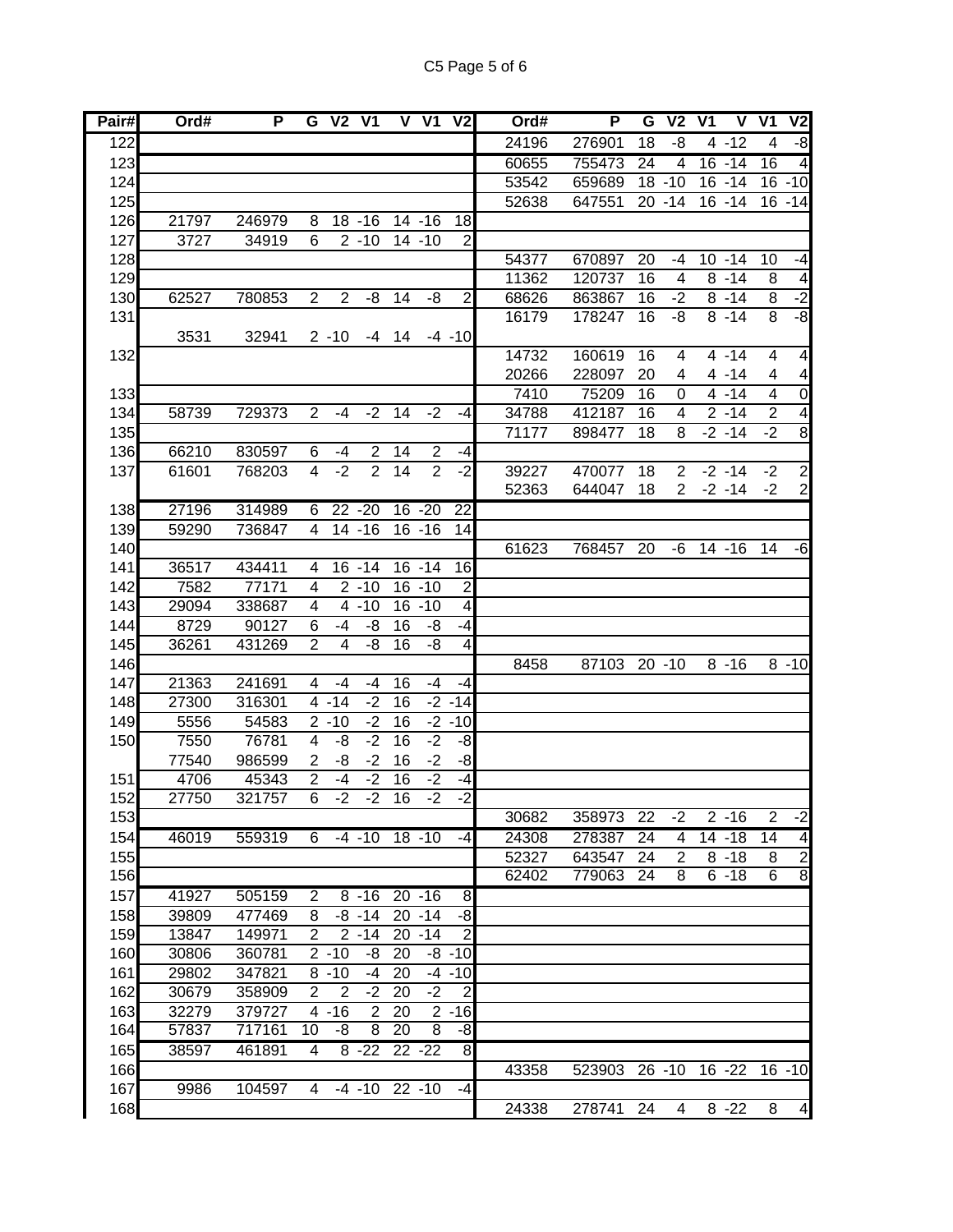| Pair# | Ord# | P | G | V2 | V1 | V | V1 | V2 | Ord# | P | G | V2 | V1 | V | V1 | V2 |
|---|---|---|---|---|---|---|---|---|---|---|---|---|---|---|---|---|
| 122 | | | | | | | | | 24196 | 276901 | 18 | -8 | 4 | -12 | 4 | -8 |
| 123 | | | | | | | | | 60655 | 755473 | 24 | 4 | 16 | -14 | 16 | 4 |
| 124 | | | | | | | | | 53542 | 659689 | 18 | -10 | 16 | -14 | 16 | -10 |
| 125 | | | | | | | | | 52638 | 647551 | 20 | -14 | 16 | -14 | 16 | -14 |
| 126 | 21797 | 246979 | 8 | 18 | -16 | 14 | -16 | 18 | | | | | | | | |
| 127 | 3727 | 34919 | 6 | 2 | -10 | 14 | -10 | 2 | | | | | | | | |
| 128 | | | | | | | | | 54377 | 670897 | 20 | -4 | 10 | -14 | 10 | -4 |
| 129 | | | | | | | | | 11362 | 120737 | 16 | 4 | 8 | -14 | 8 | 4 |
| 130 | 62527 | 780853 | 2 | 2 | -8 | 14 | -8 | 2 | 68626 | 863867 | 16 | -2 | 8 | -14 | 8 | -2 |
| 131 | | | | | | | | | 16179 | 178247 | 16 | -8 | 8 | -14 | 8 | -8 |
| | 3531 | 32941 | 2 | -10 | -4 | 14 | -4 | -10 | | | | | | | | |
| 132 | | | | | | | | | 14732 | 160619 | 16 | 4 | 4 | -14 | 4 | 4 |
| | | | | | | | | | 20266 | 228097 | 20 | 4 | 4 | -14 | 4 | 4 |
| 133 | | | | | | | | | 7410 | 75209 | 16 | 0 | 4 | -14 | 4 | 0 |
| 134 | 58739 | 729373 | 2 | -4 | -2 | 14 | -2 | -4 | 34788 | 412187 | 16 | 4 | 2 | -14 | 2 | 4 |
| 135 | | | | | | | | | 71177 | 898477 | 18 | 8 | -2 | -14 | -2 | 8 |
| 136 | 66210 | 830597 | 6 | -4 | 2 | 14 | 2 | -4 | | | | | | | | |
| 137 | 61601 | 768203 | 4 | -2 | 2 | 14 | 2 | -2 | 39227 | 470077 | 18 | 2 | -2 | -14 | -2 | 2 |
| | | | | | | | | | 52363 | 644047 | 18 | 2 | -2 | -14 | -2 | 2 |
| 138 | 27196 | 314989 | 6 | 22 | -20 | 16 | -20 | 22 | | | | | | | | |
| 139 | 59290 | 736847 | 4 | 14 | -16 | 16 | -16 | 14 | | | | | | | | |
| 140 | | | | | | | | | 61623 | 768457 | 20 | -6 | 14 | -16 | 14 | -6 |
| 141 | 36517 | 434411 | 4 | 16 | -14 | 16 | -14 | 16 | | | | | | | | |
| 142 | 7582 | 77171 | 4 | 2 | -10 | 16 | -10 | 2 | | | | | | | | |
| 143 | 29094 | 338687 | 4 | 4 | -10 | 16 | -10 | 4 | | | | | | | | |
| 144 | 8729 | 90127 | 6 | -4 | -8 | 16 | -8 | -4 | | | | | | | | |
| 145 | 36261 | 431269 | 2 | 4 | -8 | 16 | -8 | 4 | | | | | | | | |
| 146 | | | | | | | | | 8458 | 87103 | 20 | -10 | 8 | -16 | 8 | -10 |
| 147 | 21363 | 241691 | 4 | -4 | -4 | 16 | -4 | -4 | | | | | | | | |
| 148 | 27300 | 316301 | 4 | -14 | -2 | 16 | -2 | -14 | | | | | | | | |
| 149 | 5556 | 54583 | 2 | -10 | -2 | 16 | -2 | -10 | | | | | | | | |
| 150 | 7550 | 76781 | 4 | -8 | -2 | 16 | -2 | -8 | | | | | | | | |
| | 77540 | 986599 | 2 | -8 | -2 | 16 | -2 | -8 | | | | | | | | |
| 151 | 4706 | 45343 | 2 | -4 | -2 | 16 | -2 | -4 | | | | | | | | |
| 152 | 27750 | 321757 | 6 | -2 | -2 | 16 | -2 | -2 | | | | | | | | |
| 153 | | | | | | | | | 30682 | 358973 | 22 | -2 | 2 | -16 | 2 | -2 |
| 154 | 46019 | 559319 | 6 | -4 | -10 | 18 | -10 | -4 | 24308 | 278387 | 24 | 4 | 14 | -18 | 14 | 4 |
| 155 | | | | | | | | | 52327 | 643547 | 24 | 2 | 8 | -18 | 8 | 2 |
| 156 | | | | | | | | | 62402 | 779063 | 24 | 8 | 6 | -18 | 6 | 8 |
| 157 | 41927 | 505159 | 2 | 8 | -16 | 20 | -16 | 8 | | | | | | | | |
| 158 | 39809 | 477469 | 8 | -8 | -14 | 20 | -14 | -8 | | | | | | | | |
| 159 | 13847 | 149971 | 2 | 2 | -14 | 20 | -14 | 2 | | | | | | | | |
| 160 | 30806 | 360781 | 2 | -10 | -8 | 20 | -8 | -10 | | | | | | | | |
| 161 | 29802 | 347821 | 8 | -10 | -4 | 20 | -4 | -10 | | | | | | | | |
| 162 | 30679 | 358909 | 2 | 2 | -2 | 20 | -2 | 2 | | | | | | | | |
| 163 | 32279 | 379727 | 4 | -16 | 2 | 20 | 2 | -16 | | | | | | | | |
| 164 | 57837 | 717161 | 10 | -8 | 8 | 20 | 8 | -8 | | | | | | | | |
| 165 | 38597 | 461891 | 4 | 8 | -22 | 22 | -22 | 8 | | | | | | | | |
| 166 | | | | | | | | | 43358 | 523903 | 26 | -10 | 16 | -22 | 16 | -10 |
| 167 | 9986 | 104597 | 4 | -4 | -10 | 22 | -10 | -4 | | | | | | | | |
| 168 | | | | | | | | | 24338 | 278741 | 24 | 4 | 8 | -22 | 8 | 4 |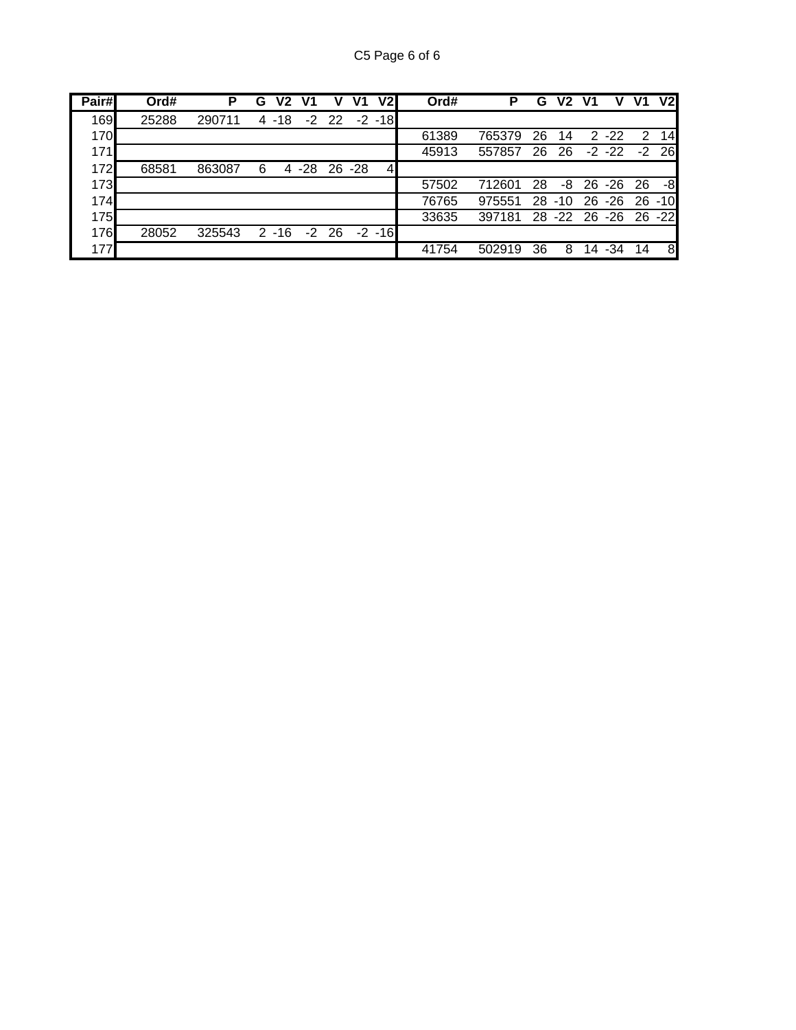| Pair# | Ord# | P | G | V2 | V1 | V | V1 | V2 | Ord# | P | G | V2 | V1 | V | V1 | V2 |
|---|---|---|---|---|---|---|---|---|---|---|---|---|---|---|---|---|
| 169 | 25288 | 290711 | 4 | -18 | -2 | 22 | -2 | -18 | | | | | | | | |
| 170 | | | | | | | | | 61389 | 765379 | 26 | 14 | 2 | -22 | 2 | 14 |
| 171 | | | | | | | | | 45913 | 557857 | 26 | 26 | -2 | -22 | -2 | 26 |
| 172 | 68581 | 863087 | 6 | 4 | -28 | 26 | -28 | 4 | | | | | | | | |
| 173 | | | | | | | | | 57502 | 712601 | 28 | -8 | 26 | -26 | 26 | -8 |
| 174 | | | | | | | | | 76765 | 975551 | 28 | -10 | 26 | -26 | 26 | -10 |
| 175 | | | | | | | | | 33635 | 397181 | 28 | -22 | 26 | -26 | 26 | -22 |
| 176 | 28052 | 325543 | 2 | -16 | -2 | 26 | -2 | -16 | | | | | | | | |
| 177 | | | | | | | | | 41754 | 502919 | 36 | 8 | 14 | -34 | 14 | 8 |